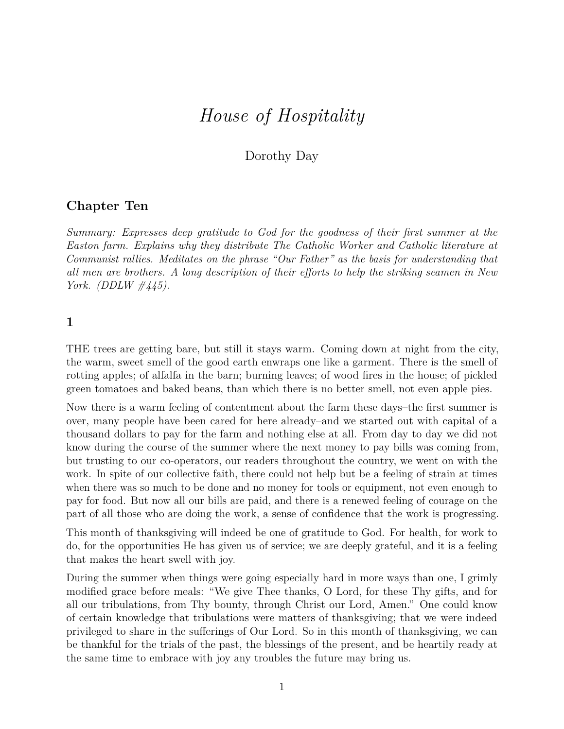# *House of Hospitality*

Dorothy Day

## Chapter Ten

*Summary: Expresses deep gratitude to God for the goodness of their first summer at the Easton farm. Explains why they distribute The Catholic Worker and Catholic literature at Communist rallies. Meditates on the phrase "Our Father" as the basis for understanding that all men are brothers. A long description of their efforts to help the striking seamen in New York. (DDLW #445).*

## 1

THE trees are getting bare, but still it stays warm. Coming down at night from the city, the warm, sweet smell of the good earth enwraps one like a garment. There is the smell of rotting apples; of alfalfa in the barn; burning leaves; of wood fires in the house; of pickled green tomatoes and baked beans, than which there is no better smell, not even apple pies.

Now there is a warm feeling of contentment about the farm these days–the first summer is over, many people have been cared for here already–and we started out with capital of a thousand dollars to pay for the farm and nothing else at all. From day to day we did not know during the course of the summer where the next money to pay bills was coming from, but trusting to our co-operators, our readers throughout the country, we went on with the work. In spite of our collective faith, there could not help but be a feeling of strain at times when there was so much to be done and no money for tools or equipment, not even enough to pay for food. But now all our bills are paid, and there is a renewed feeling of courage on the part of all those who are doing the work, a sense of confidence that the work is progressing.

This month of thanksgiving will indeed be one of gratitude to God. For health, for work to do, for the opportunities He has given us of service; we are deeply grateful, and it is a feeling that makes the heart swell with joy.

During the summer when things were going especially hard in more ways than one, I grimly modified grace before meals: "We give Thee thanks, O Lord, for these Thy gifts, and for all our tribulations, from Thy bounty, through Christ our Lord, Amen." One could know of certain knowledge that tribulations were matters of thanksgiving; that we were indeed privileged to share in the sufferings of Our Lord. So in this month of thanksgiving, we can be thankful for the trials of the past, the blessings of the present, and be heartily ready at the same time to embrace with joy any troubles the future may bring us.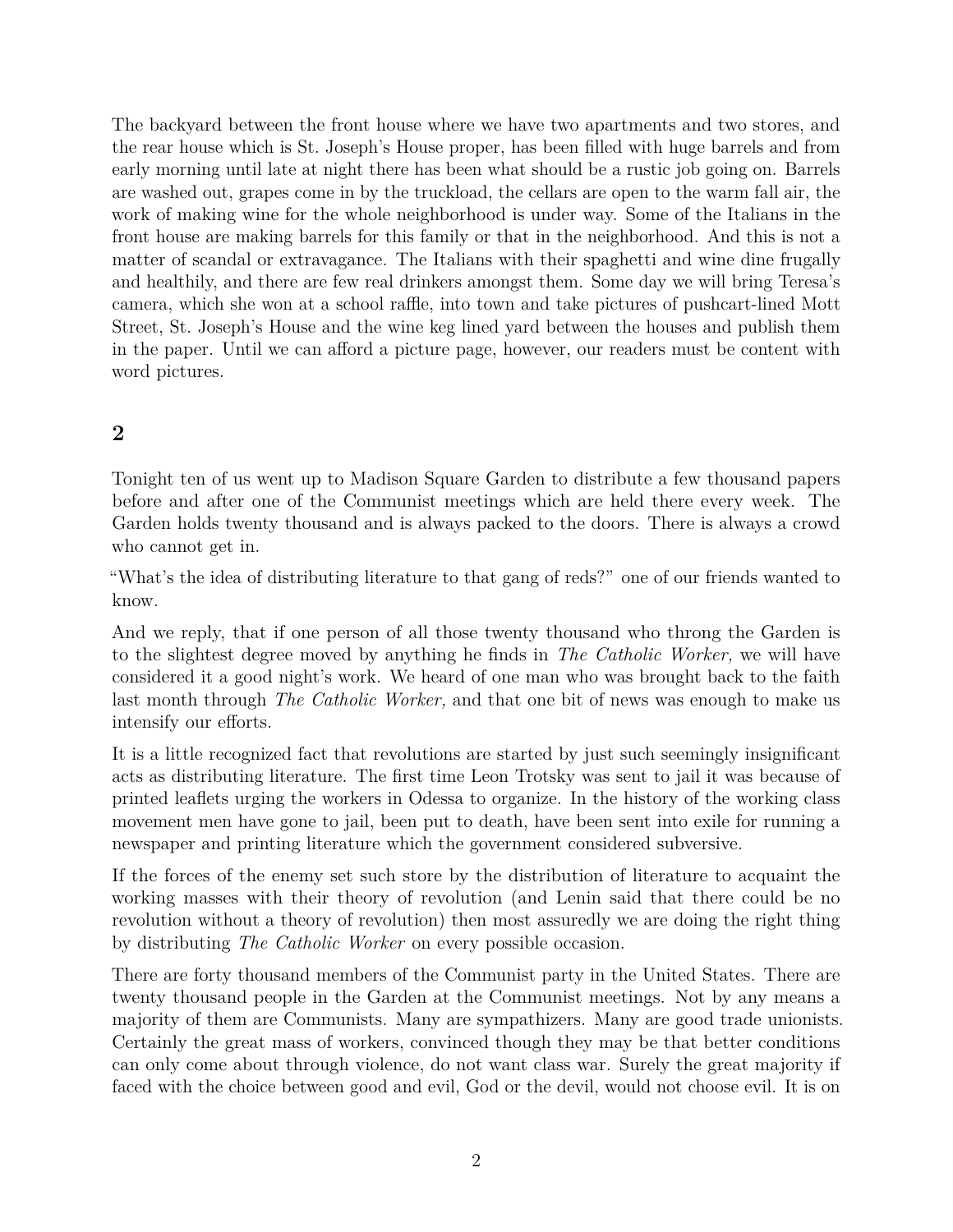The backyard between the front house where we have two apartments and two stores, and the rear house which is St. Joseph's House proper, has been filled with huge barrels and from early morning until late at night there has been what should be a rustic job going on. Barrels are washed out, grapes come in by the truckload, the cellars are open to the warm fall air, the work of making wine for the whole neighborhood is under way. Some of the Italians in the front house are making barrels for this family or that in the neighborhood. And this is not a matter of scandal or extravagance. The Italians with their spaghetti and wine dine frugally and healthily, and there are few real drinkers amongst them. Some day we will bring Teresa's camera, which she won at a school raffle, into town and take pictures of pushcart-lined Mott Street, St. Joseph's House and the wine keg lined yard between the houses and publish them in the paper. Until we can afford a picture page, however, our readers must be content with word pictures.

## 2

Tonight ten of us went up to Madison Square Garden to distribute a few thousand papers before and after one of the Communist meetings which are held there every week. The Garden holds twenty thousand and is always packed to the doors. There is always a crowd who cannot get in.

"What's the idea of distributing literature to that gang of reds?" one of our friends wanted to know.

And we reply, that if one person of all those twenty thousand who throng the Garden is to the slightest degree moved by anything he finds in *The Catholic Worker,* we will have considered it a good night's work. We heard of one man who was brought back to the faith last month through *The Catholic Worker,* and that one bit of news was enough to make us intensify our efforts.

It is a little recognized fact that revolutions are started by just such seemingly insignificant acts as distributing literature. The first time Leon Trotsky was sent to jail it was because of printed leaflets urging the workers in Odessa to organize. In the history of the working class movement men have gone to jail, been put to death, have been sent into exile for running a newspaper and printing literature which the government considered subversive.

If the forces of the enemy set such store by the distribution of literature to acquaint the working masses with their theory of revolution (and Lenin said that there could be no revolution without a theory of revolution) then most assuredly we are doing the right thing by distributing *The Catholic Worker* on every possible occasion.

There are forty thousand members of the Communist party in the United States. There are twenty thousand people in the Garden at the Communist meetings. Not by any means a majority of them are Communists. Many are sympathizers. Many are good trade unionists. Certainly the great mass of workers, convinced though they may be that better conditions can only come about through violence, do not want class war. Surely the great majority if faced with the choice between good and evil, God or the devil, would not choose evil. It is on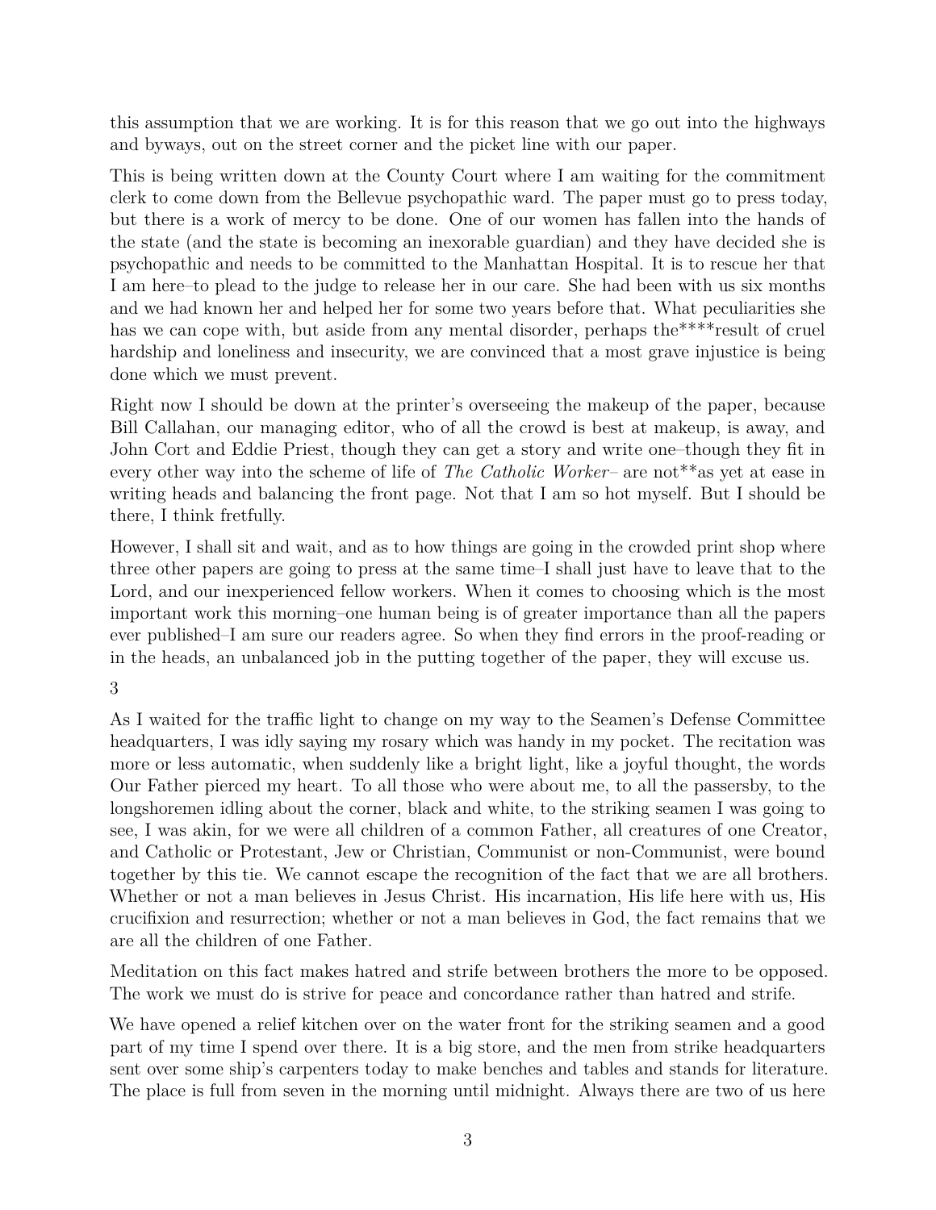this assumption that we are working. It is for this reason that we go out into the highways and byways, out on the street corner and the picket line with our paper.

This is being written down at the County Court where I am waiting for the commitment clerk to come down from the Bellevue psychopathic ward. The paper must go to press today, but there is a work of mercy to be done. One of our women has fallen into the hands of the state (and the state is becoming an inexorable guardian) and they have decided she is psychopathic and needs to be committed to the Manhattan Hospital. It is to rescue her that I am here–to plead to the judge to release her in our care. She had been with us six months and we had known her and helped her for some two years before that. What peculiarities she has we can cope with, but aside from any mental disorder, perhaps the****result of cruel hardship and loneliness and insecurity, we are convinced that a most grave injustice is being done which we must prevent.

Right now I should be down at the printer's overseeing the makeup of the paper, because Bill Callahan, our managing editor, who of all the crowd is best at makeup, is away, and John Cort and Eddie Priest, though they can get a story and write one–though they fit in every other way into the scheme of life of *The Catholic Worker*– are not**as yet at ease in writing heads and balancing the front page. Not that I am so hot myself. But I should be there, I think fretfully.

However, I shall sit and wait, and as to how things are going in the crowded print shop where three other papers are going to press at the same time–I shall just have to leave that to the Lord, and our inexperienced fellow workers. When it comes to choosing which is the most important work this morning–one human being is of greater importance than all the papers ever published–I am sure our readers agree. So when they find errors in the proof-reading or in the heads, an unbalanced job in the putting together of the paper, they will excuse us.

3

As I waited for the traffic light to change on my way to the Seamen's Defense Committee headquarters, I was idly saying my rosary which was handy in my pocket. The recitation was more or less automatic, when suddenly like a bright light, like a joyful thought, the words Our Father pierced my heart. To all those who were about me, to all the passersby, to the longshoremen idling about the corner, black and white, to the striking seamen I was going to see, I was akin, for we were all children of a common Father, all creatures of one Creator, and Catholic or Protestant, Jew or Christian, Communist or non-Communist, were bound together by this tie. We cannot escape the recognition of the fact that we are all brothers. Whether or not a man believes in Jesus Christ. His incarnation, His life here with us, His crucifixion and resurrection; whether or not a man believes in God, the fact remains that we are all the children of one Father.

Meditation on this fact makes hatred and strife between brothers the more to be opposed. The work we must do is strive for peace and concordance rather than hatred and strife.

We have opened a relief kitchen over on the water front for the striking seamen and a good part of my time I spend over there. It is a big store, and the men from strike headquarters sent over some ship's carpenters today to make benches and tables and stands for literature. The place is full from seven in the morning until midnight. Always there are two of us here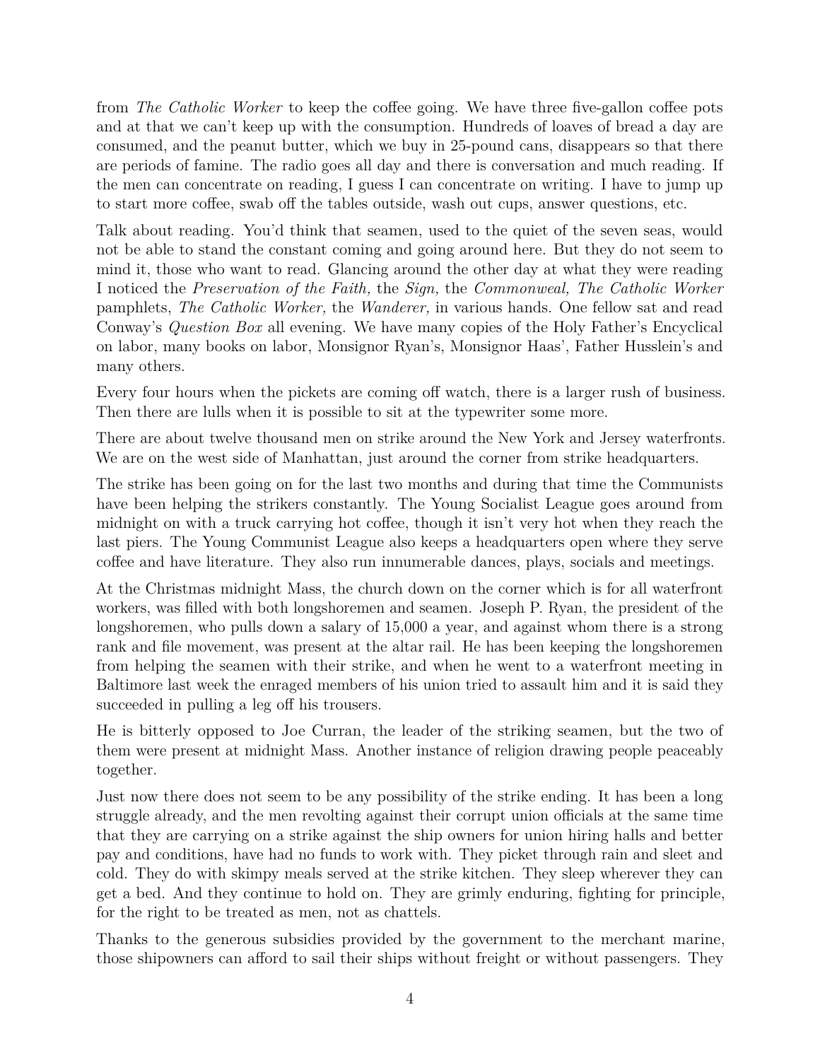from *The Catholic Worker* to keep the coffee going. We have three five-gallon coffee pots and at that we can't keep up with the consumption. Hundreds of loaves of bread a day are consumed, and the peanut butter, which we buy in 25-pound cans, disappears so that there are periods of famine. The radio goes all day and there is conversation and much reading. If the men can concentrate on reading, I guess I can concentrate on writing. I have to jump up to start more coffee, swab off the tables outside, wash out cups, answer questions, etc.

Talk about reading. You'd think that seamen, used to the quiet of the seven seas, would not be able to stand the constant coming and going around here. But they do not seem to mind it, those who want to read. Glancing around the other day at what they were reading I noticed the *Preservation of the Faith,* the *Sign,* the *Commonweal, The Catholic Worker* pamphlets, *The Catholic Worker,* the *Wanderer,* in various hands. One fellow sat and read Conway's *Question Box* all evening. We have many copies of the Holy Father's Encyclical on labor, many books on labor, Monsignor Ryan's, Monsignor Haas', Father Husslein's and many others.

Every four hours when the pickets are coming off watch, there is a larger rush of business. Then there are lulls when it is possible to sit at the typewriter some more.

There are about twelve thousand men on strike around the New York and Jersey waterfronts. We are on the west side of Manhattan, just around the corner from strike headquarters.

The strike has been going on for the last two months and during that time the Communists have been helping the strikers constantly. The Young Socialist League goes around from midnight on with a truck carrying hot coffee, though it isn't very hot when they reach the last piers. The Young Communist League also keeps a headquarters open where they serve coffee and have literature. They also run innumerable dances, plays, socials and meetings.

At the Christmas midnight Mass, the church down on the corner which is for all waterfront workers, was filled with both longshoremen and seamen. Joseph P. Ryan, the president of the longshoremen, who pulls down a salary of 15,000 a year, and against whom there is a strong rank and file movement, was present at the altar rail. He has been keeping the longshoremen from helping the seamen with their strike, and when he went to a waterfront meeting in Baltimore last week the enraged members of his union tried to assault him and it is said they succeeded in pulling a leg off his trousers.

He is bitterly opposed to Joe Curran, the leader of the striking seamen, but the two of them were present at midnight Mass. Another instance of religion drawing people peaceably together.

Just now there does not seem to be any possibility of the strike ending. It has been a long struggle already, and the men revolting against their corrupt union officials at the same time that they are carrying on a strike against the ship owners for union hiring halls and better pay and conditions, have had no funds to work with. They picket through rain and sleet and cold. They do with skimpy meals served at the strike kitchen. They sleep wherever they can get a bed. And they continue to hold on. They are grimly enduring, fighting for principle, for the right to be treated as men, not as chattels.

Thanks to the generous subsidies provided by the government to the merchant marine, those shipowners can afford to sail their ships without freight or without passengers. They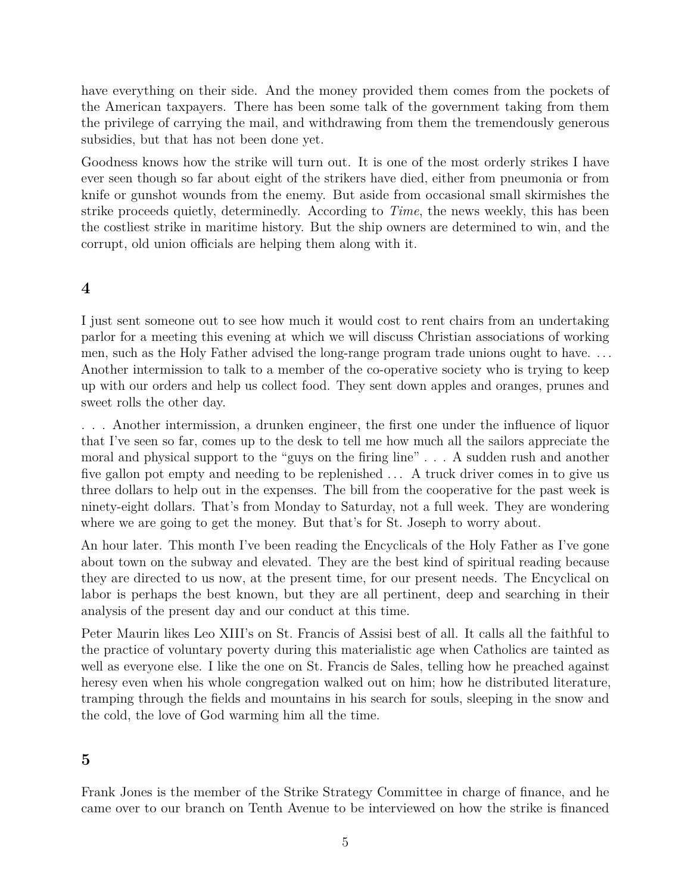have everything on their side. And the money provided them comes from the pockets of the American taxpayers. There has been some talk of the government taking from them the privilege of carrying the mail, and withdrawing from them the tremendously generous subsidies, but that has not been done yet.

Goodness knows how the strike will turn out. It is one of the most orderly strikes I have ever seen though so far about eight of the strikers have died, either from pneumonia or from knife or gunshot wounds from the enemy. But aside from occasional small skirmishes the strike proceeds quietly, determinedly. According to *Time*, the news weekly, this has been the costliest strike in maritime history. But the ship owners are determined to win, and the corrupt, old union officials are helping them along with it.

## 4

I just sent someone out to see how much it would cost to rent chairs from an undertaking parlor for a meeting this evening at which we will discuss Christian associations of working men, such as the Holy Father advised the long-range program trade unions ought to have. . . . Another intermission to talk to a member of the co-operative society who is trying to keep up with our orders and help us collect food. They sent down apples and oranges, prunes and sweet rolls the other day.

. . . Another intermission, a drunken engineer, the first one under the influence of liquor that I've seen so far, comes up to the desk to tell me how much all the sailors appreciate the moral and physical support to the "guys on the firing line" . . . A sudden rush and another five gallon pot empty and needing to be replenished . . . A truck driver comes in to give us three dollars to help out in the expenses. The bill from the cooperative for the past week is ninety-eight dollars. That's from Monday to Saturday, not a full week. They are wondering where we are going to get the money. But that's for St. Joseph to worry about.

An hour later. This month I've been reading the Encyclicals of the Holy Father as I've gone about town on the subway and elevated. They are the best kind of spiritual reading because they are directed to us now, at the present time, for our present needs. The Encyclical on labor is perhaps the best known, but they are all pertinent, deep and searching in their analysis of the present day and our conduct at this time.

Peter Maurin likes Leo XIII's on St. Francis of Assisi best of all. It calls all the faithful to the practice of voluntary poverty during this materialistic age when Catholics are tainted as well as everyone else. I like the one on St. Francis de Sales, telling how he preached against heresy even when his whole congregation walked out on him; how he distributed literature, tramping through the fields and mountains in his search for souls, sleeping in the snow and the cold, the love of God warming him all the time.

## 5

Frank Jones is the member of the Strike Strategy Committee in charge of finance, and he came over to our branch on Tenth Avenue to be interviewed on how the strike is financed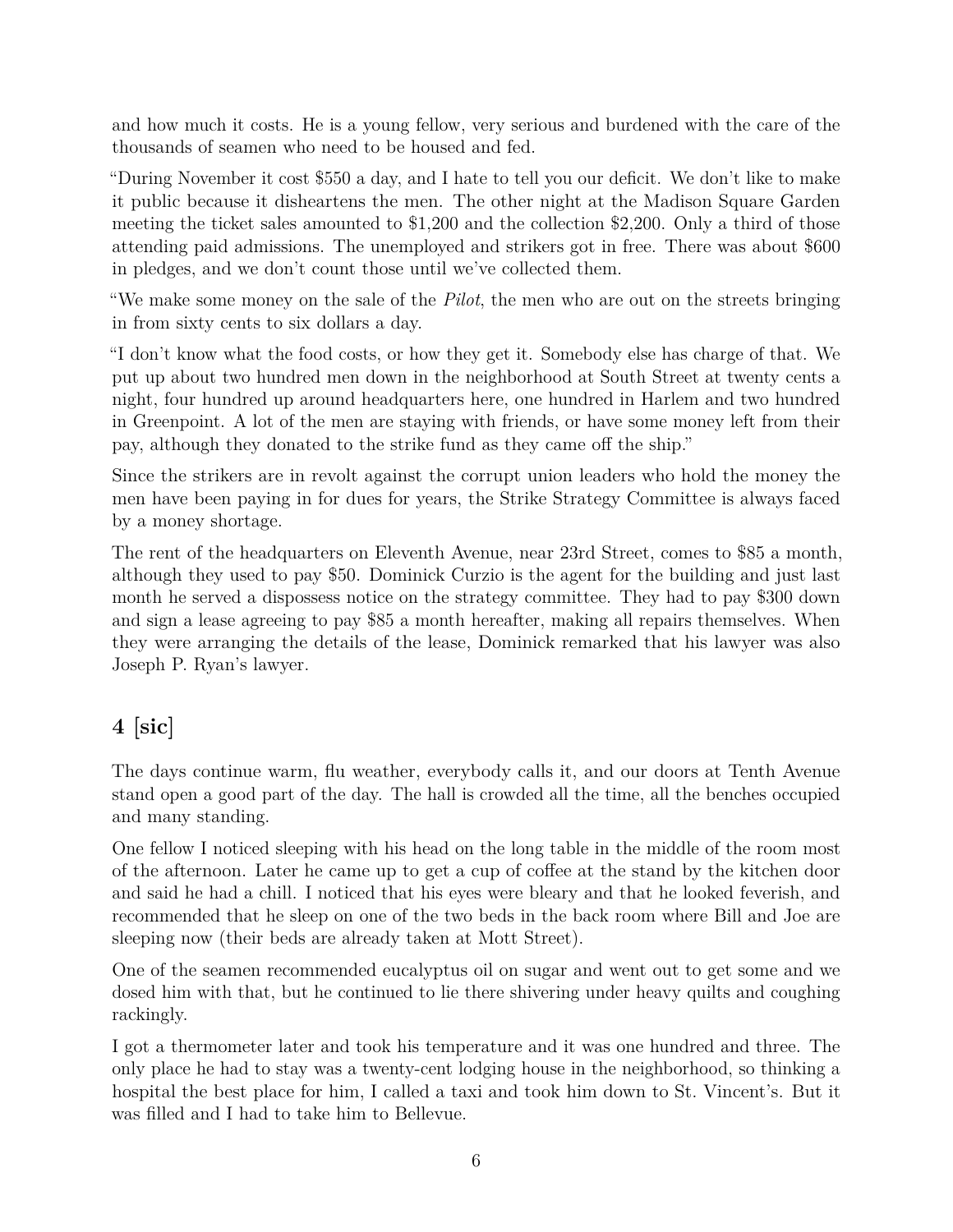and how much it costs. He is a young fellow, very serious and burdened with the care of the thousands of seamen who need to be housed and fed.

“During November it cost $550 a day, and I hate to tell you our deficit. We don’t like to make it public because it disheartens the men. The other night at the Madison Square Garden meeting the ticket sales amounted to $1,200 and the collection $2,200. Only a third of those attending paid admissions. The unemployed and strikers got in free. There was about $600 in pledges, and we don’t count those until we’ve collected them.

“We make some money on the sale of the *Pilot*, the men who are out on the streets bringing in from sixty cents to six dollars a day.

“I don’t know what the food costs, or how they get it. Somebody else has charge of that. We put up about two hundred men down in the neighborhood at South Street at twenty cents a night, four hundred up around headquarters here, one hundred in Harlem and two hundred in Greenpoint. A lot of the men are staying with friends, or have some money left from their pay, although they donated to the strike fund as they came off the ship.”

Since the strikers are in revolt against the corrupt union leaders who hold the money the men have been paying in for dues for years, the Strike Strategy Committee is always faced by a money shortage.

The rent of the headquarters on Eleventh Avenue, near 23rd Street, comes to $85 a month, although they used to pay $50. Dominick Curzio is the agent for the building and just last month he served a dispossess notice on the strategy committee. They had to pay $300 down and sign a lease agreeing to pay $85 a month hereafter, making all repairs themselves. When they were arranging the details of the lease, Dominick remarked that his lawyer was also Joseph P. Ryan’s lawyer.

## 4 [sic]

The days continue warm, flu weather, everybody calls it, and our doors at Tenth Avenue stand open a good part of the day. The hall is crowded all the time, all the benches occupied and many standing.

One fellow I noticed sleeping with his head on the long table in the middle of the room most of the afternoon. Later he came up to get a cup of coffee at the stand by the kitchen door and said he had a chill. I noticed that his eyes were bleary and that he looked feverish, and recommended that he sleep on one of the two beds in the back room where Bill and Joe are sleeping now (their beds are already taken at Mott Street).

One of the seamen recommended eucalyptus oil on sugar and went out to get some and we dosed him with that, but he continued to lie there shivering under heavy quilts and coughing rackingly.

I got a thermometer later and took his temperature and it was one hundred and three. The only place he had to stay was a twenty-cent lodging house in the neighborhood, so thinking a hospital the best place for him, I called a taxi and took him down to St. Vincent’s. But it was filled and I had to take him to Bellevue.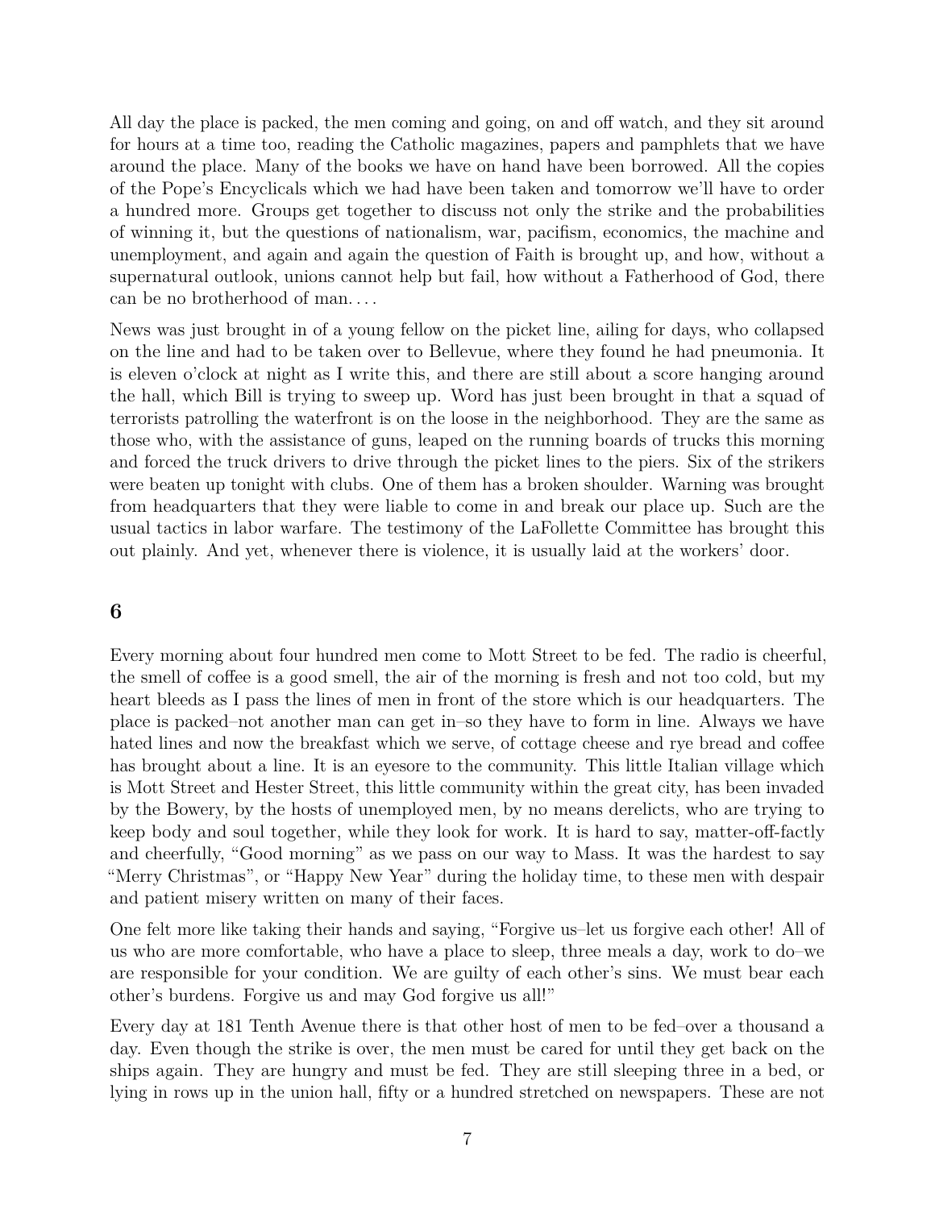All day the place is packed, the men coming and going, on and off watch, and they sit around for hours at a time too, reading the Catholic magazines, papers and pamphlets that we have around the place. Many of the books we have on hand have been borrowed. All the copies of the Pope's Encyclicals which we had have been taken and tomorrow we'll have to order a hundred more. Groups get together to discuss not only the strike and the probabilities of winning it, but the questions of nationalism, war, pacifism, economics, the machine and unemployment, and again and again the question of Faith is brought up, and how, without a supernatural outlook, unions cannot help but fail, how without a Fatherhood of God, there can be no brotherhood of man. . . .

News was just brought in of a young fellow on the picket line, ailing for days, who collapsed on the line and had to be taken over to Bellevue, where they found he had pneumonia. It is eleven o'clock at night as I write this, and there are still about a score hanging around the hall, which Bill is trying to sweep up. Word has just been brought in that a squad of terrorists patrolling the waterfront is on the loose in the neighborhood. They are the same as those who, with the assistance of guns, leaped on the running boards of trucks this morning and forced the truck drivers to drive through the picket lines to the piers. Six of the strikers were beaten up tonight with clubs. One of them has a broken shoulder. Warning was brought from headquarters that they were liable to come in and break our place up. Such are the usual tactics in labor warfare. The testimony of the LaFollette Committee has brought this out plainly. And yet, whenever there is violence, it is usually laid at the workers' door.

## 6

Every morning about four hundred men come to Mott Street to be fed. The radio is cheerful, the smell of coffee is a good smell, the air of the morning is fresh and not too cold, but my heart bleeds as I pass the lines of men in front of the store which is our headquarters. The place is packed–not another man can get in–so they have to form in line. Always we have hated lines and now the breakfast which we serve, of cottage cheese and rye bread and coffee has brought about a line. It is an eyesore to the community. This little Italian village which is Mott Street and Hester Street, this little community within the great city, has been invaded by the Bowery, by the hosts of unemployed men, by no means derelicts, who are trying to keep body and soul together, while they look for work. It is hard to say, matter-off-factly and cheerfully, "Good morning" as we pass on our way to Mass. It was the hardest to say "Merry Christmas", or "Happy New Year" during the holiday time, to these men with despair and patient misery written on many of their faces.

One felt more like taking their hands and saying, "Forgive us–let us forgive each other! All of us who are more comfortable, who have a place to sleep, three meals a day, work to do–we are responsible for your condition. We are guilty of each other's sins. We must bear each other's burdens. Forgive us and may God forgive us all!"

Every day at 181 Tenth Avenue there is that other host of men to be fed–over a thousand a day. Even though the strike is over, the men must be cared for until they get back on the ships again. They are hungry and must be fed. They are still sleeping three in a bed, or lying in rows up in the union hall, fifty or a hundred stretched on newspapers. These are not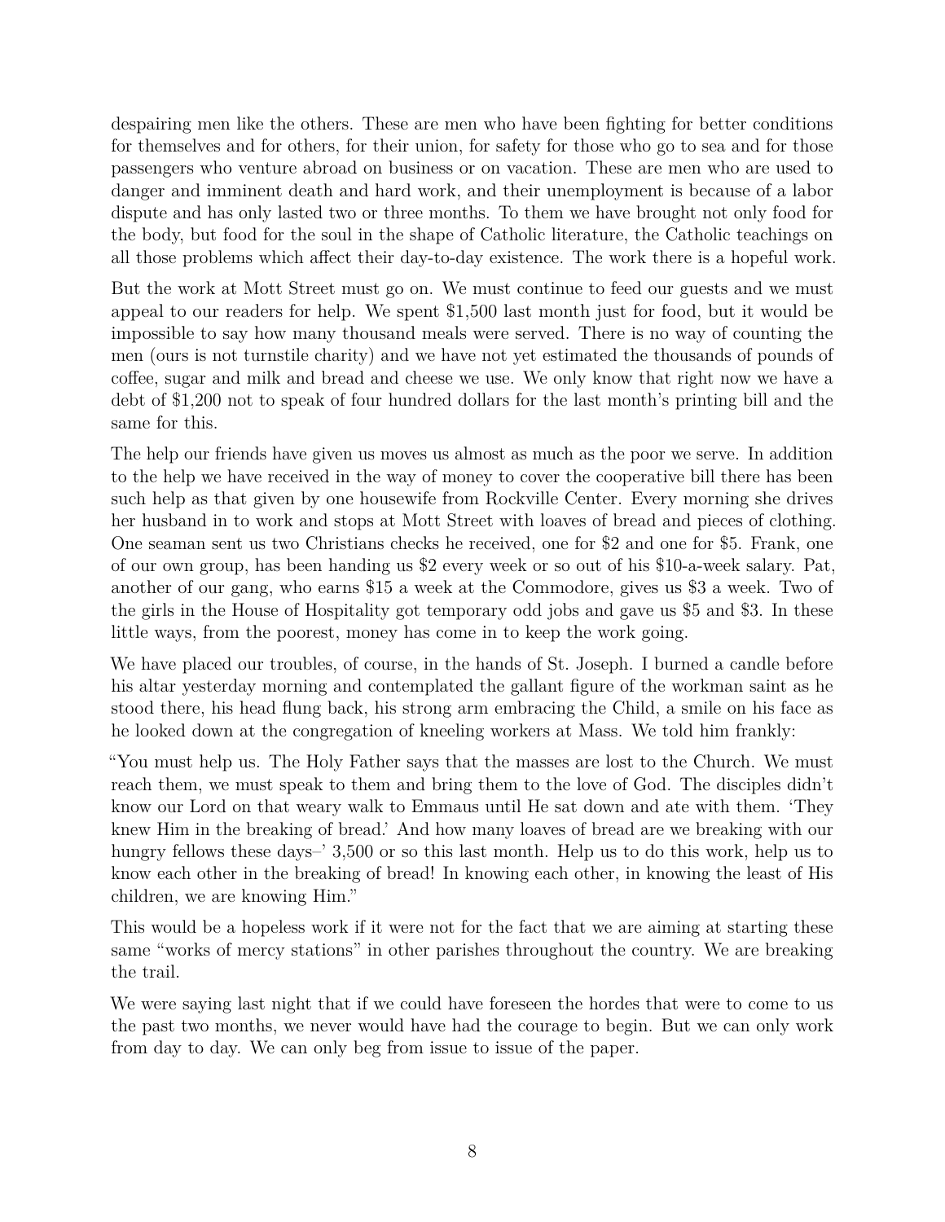despairing men like the others. These are men who have been fighting for better conditions for themselves and for others, for their union, for safety for those who go to sea and for those passengers who venture abroad on business or on vacation. These are men who are used to danger and imminent death and hard work, and their unemployment is because of a labor dispute and has only lasted two or three months. To them we have brought not only food for the body, but food for the soul in the shape of Catholic literature, the Catholic teachings on all those problems which affect their day-to-day existence. The work there is a hopeful work.

But the work at Mott Street must go on. We must continue to feed our guests and we must appeal to our readers for help. We spent $1,500 last month just for food, but it would be impossible to say how many thousand meals were served. There is no way of counting the men (ours is not turnstile charity) and we have not yet estimated the thousands of pounds of coffee, sugar and milk and bread and cheese we use. We only know that right now we have a debt of $1,200 not to speak of four hundred dollars for the last month's printing bill and the same for this.

The help our friends have given us moves us almost as much as the poor we serve. In addition to the help we have received in the way of money to cover the cooperative bill there has been such help as that given by one housewife from Rockville Center. Every morning she drives her husband in to work and stops at Mott Street with loaves of bread and pieces of clothing. One seaman sent us two Christians checks he received, one for $2 and one for $5. Frank, one of our own group, has been handing us $2 every week or so out of his $10-a-week salary. Pat, another of our gang, who earns $15 a week at the Commodore, gives us $3 a week. Two of the girls in the House of Hospitality got temporary odd jobs and gave us $5 and $3. In these little ways, from the poorest, money has come in to keep the work going.

We have placed our troubles, of course, in the hands of St. Joseph. I burned a candle before his altar yesterday morning and contemplated the gallant figure of the workman saint as he stood there, his head flung back, his strong arm embracing the Child, a smile on his face as he looked down at the congregation of kneeling workers at Mass. We told him frankly:

"You must help us. The Holy Father says that the masses are lost to the Church. We must reach them, we must speak to them and bring them to the love of God. The disciples didn't know our Lord on that weary walk to Emmaus until He sat down and ate with them. 'They knew Him in the breaking of bread.' And how many loaves of bread are we breaking with our hungry fellows these days–' 3,500 or so this last month. Help us to do this work, help us to know each other in the breaking of bread! In knowing each other, in knowing the least of His children, we are knowing Him."

This would be a hopeless work if it were not for the fact that we are aiming at starting these same "works of mercy stations" in other parishes throughout the country. We are breaking the trail.

We were saying last night that if we could have foreseen the hordes that were to come to us the past two months, we never would have had the courage to begin. But we can only work from day to day. We can only beg from issue to issue of the paper.